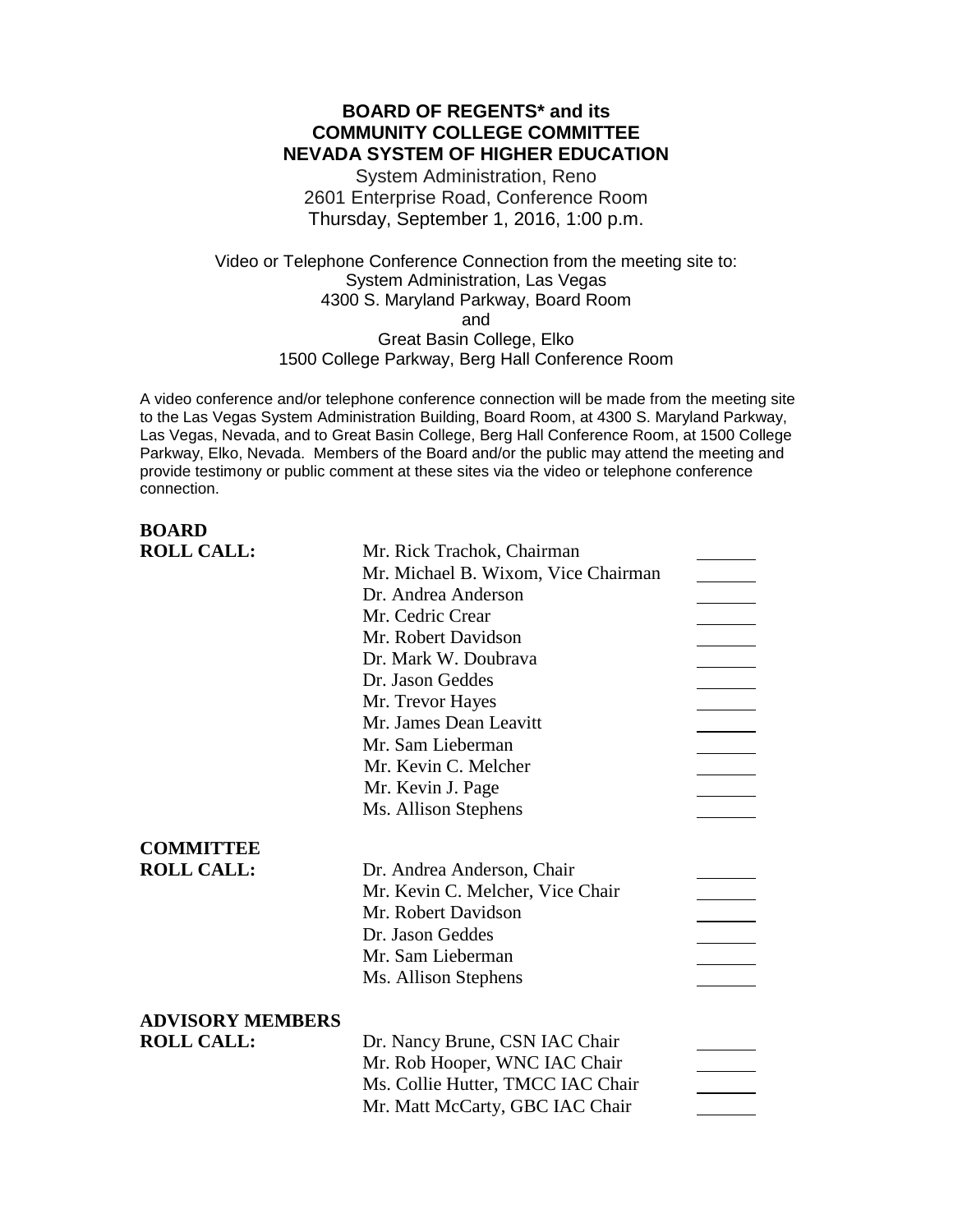**BOARD OF REGENTS* and its**
**COMMUNITY COLLEGE COMMITTEE**
**NEVADA SYSTEM OF HIGHER EDUCATION**

System Administration, Reno
2601 Enterprise Road, Conference Room
Thursday, September 1, 2016, 1:00 p.m.

Video or Telephone Conference Connection from the meeting site to:
System Administration, Las Vegas
4300 S. Maryland Parkway, Board Room
and
Great Basin College, Elko
1500 College Parkway, Berg Hall Conference Room

A video conference and/or telephone conference connection will be made from the meeting site to the Las Vegas System Administration Building, Board Room, at 4300 S. Maryland Parkway, Las Vegas, Nevada, and to Great Basin College, Berg Hall Conference Room, at 1500 College Parkway, Elko, Nevada. Members of the Board and/or the public may attend the meeting and provide testimony or public comment at these sites via the video or telephone conference connection.

| | | |
|---|---|---|
| **BOARD ROLL CALL:** | Mr. Rick Trachok, Chairman | ______ |
| | Mr. Michael B. Wixom, Vice Chairman | ______ |
| | Dr. Andrea Anderson | ______ |
| | Mr. Cedric Crear | ______ |
| | Mr. Robert Davidson | ______ |
| | Dr. Mark W. Doubrava | ______ |
| | Dr. Jason Geddes | ______ |
| | Mr. Trevor Hayes | ______ |
| | Mr. James Dean Leavitt | ______ |
| | Mr. Sam Lieberman | ______ |
| | Mr. Kevin C. Melcher | ______ |
| | Mr. Kevin J. Page | ______ |
| | Ms. Allison Stephens | ______ |
| **COMMITTEE ROLL CALL:** | Dr. Andrea Anderson, Chair | ______ |
| | Mr. Kevin C. Melcher, Vice Chair | ______ |
| | Mr. Robert Davidson | ______ |
| | Dr. Jason Geddes | ______ |
| | Mr. Sam Lieberman | ______ |
| | Ms. Allison Stephens | ______ |
| **ADVISORY MEMBERS ROLL CALL:** | Dr. Nancy Brune, CSN IAC Chair | ______ |
| | Mr. Rob Hooper, WNC IAC Chair | ______ |
| | Ms. Collie Hutter, TMCC IAC Chair | ______ |
| | Mr. Matt McCarty, GBC IAC Chair | ______ |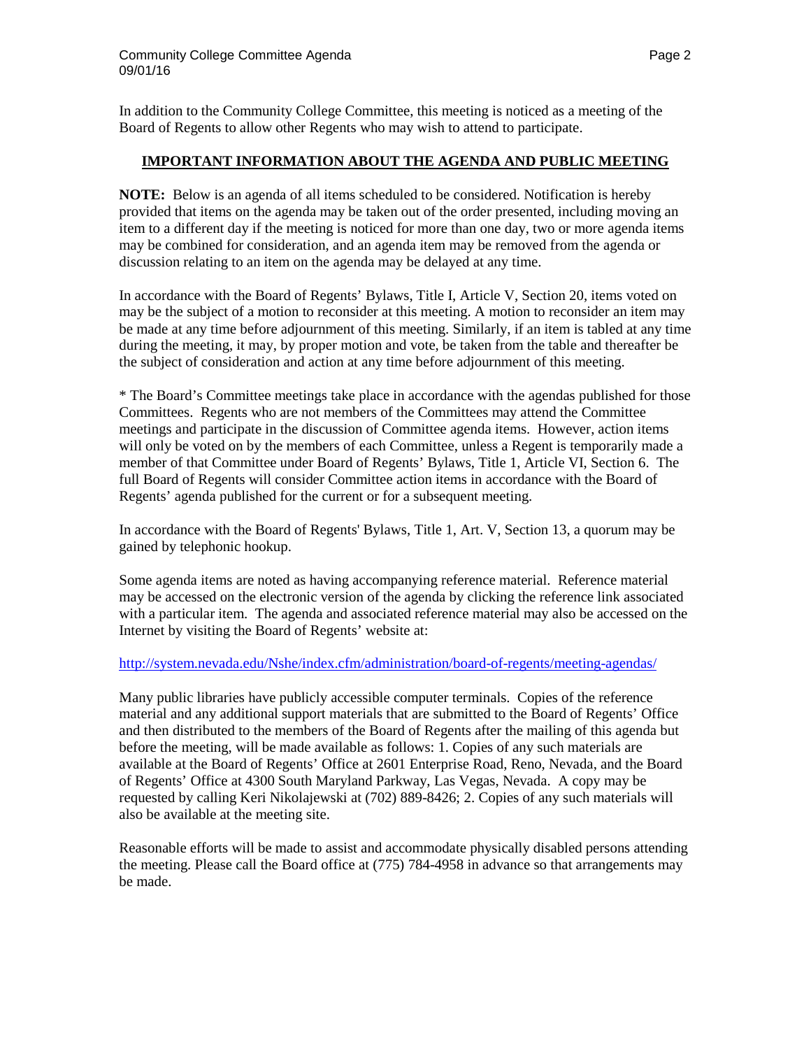In addition to the Community College Committee, this meeting is noticed as a meeting of the Board of Regents to allow other Regents who may wish to attend to participate.

## IMPORTANT INFORMATION ABOUT THE AGENDA AND PUBLIC MEETING

**NOTE:** Below is an agenda of all items scheduled to be considered. Notification is hereby provided that items on the agenda may be taken out of the order presented, including moving an item to a different day if the meeting is noticed for more than one day, two or more agenda items may be combined for consideration, and an agenda item may be removed from the agenda or discussion relating to an item on the agenda may be delayed at any time.

In accordance with the Board of Regents' Bylaws, Title I, Article V, Section 20, items voted on may be the subject of a motion to reconsider at this meeting. A motion to reconsider an item may be made at any time before adjournment of this meeting. Similarly, if an item is tabled at any time during the meeting, it may, by proper motion and vote, be taken from the table and thereafter be the subject of consideration and action at any time before adjournment of this meeting.

* The Board's Committee meetings take place in accordance with the agendas published for those Committees. Regents who are not members of the Committees may attend the Committee meetings and participate in the discussion of Committee agenda items. However, action items will only be voted on by the members of each Committee, unless a Regent is temporarily made a member of that Committee under Board of Regents' Bylaws, Title 1, Article VI, Section 6. The full Board of Regents will consider Committee action items in accordance with the Board of Regents' agenda published for the current or for a subsequent meeting.

In accordance with the Board of Regents' Bylaws, Title 1, Art. V, Section 13, a quorum may be gained by telephonic hookup.

Some agenda items are noted as having accompanying reference material. Reference material may be accessed on the electronic version of the agenda by clicking the reference link associated with a particular item. The agenda and associated reference material may also be accessed on the Internet by visiting the Board of Regents' website at:

http://system.nevada.edu/Nshe/index.cfm/administration/board-of-regents/meeting-agendas/

Many public libraries have publicly accessible computer terminals. Copies of the reference material and any additional support materials that are submitted to the Board of Regents' Office and then distributed to the members of the Board of Regents after the mailing of this agenda but before the meeting, will be made available as follows: 1. Copies of any such materials are available at the Board of Regents' Office at 2601 Enterprise Road, Reno, Nevada, and the Board of Regents' Office at 4300 South Maryland Parkway, Las Vegas, Nevada. A copy may be requested by calling Keri Nikolajewski at (702) 889-8426; 2. Copies of any such materials will also be available at the meeting site.

Reasonable efforts will be made to assist and accommodate physically disabled persons attending the meeting. Please call the Board office at (775) 784-4958 in advance so that arrangements may be made.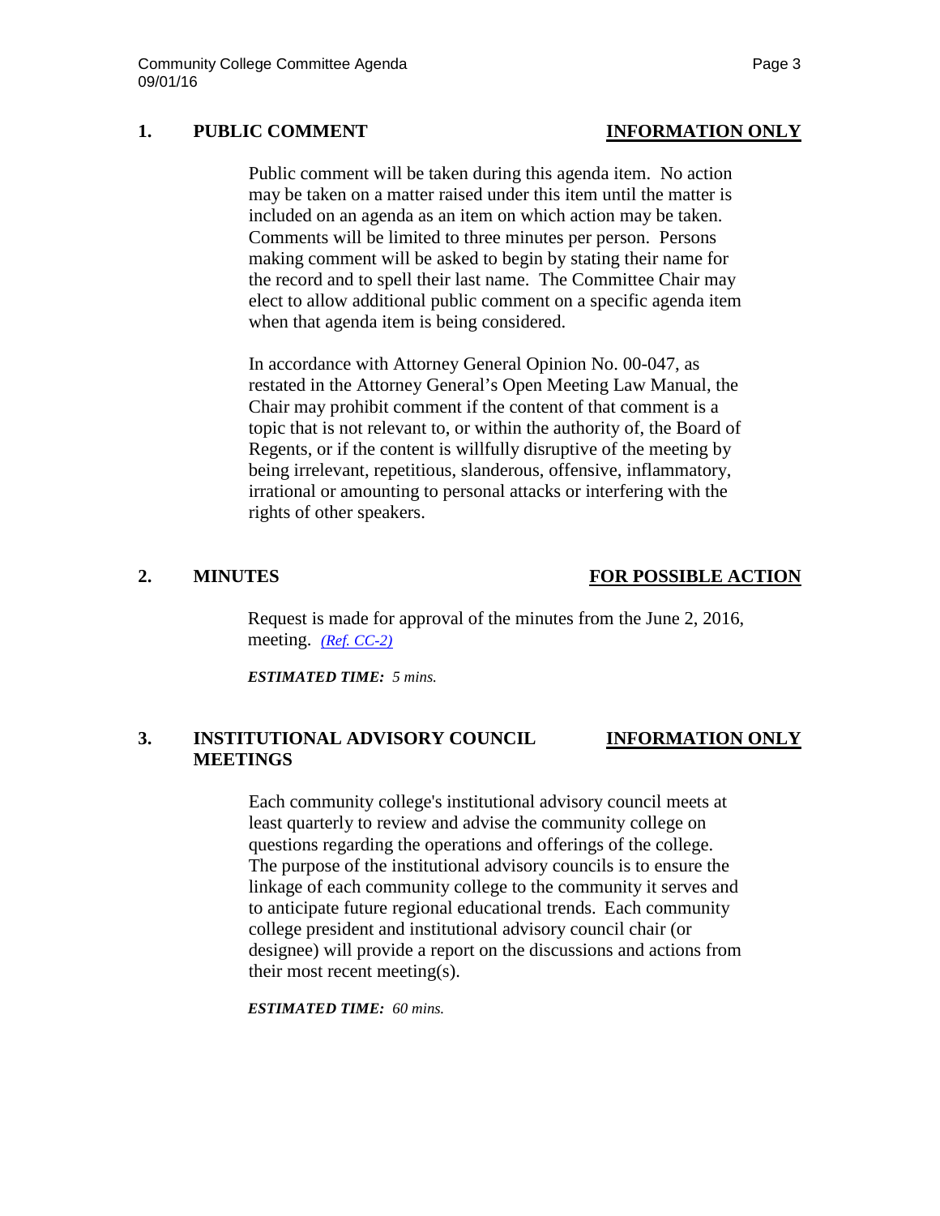## 1. PUBLIC COMMENT — <u>INFORMATION ONLY</u>

Public comment will be taken during this agenda item. No action may be taken on a matter raised under this item until the matter is included on an agenda as an item on which action may be taken. Comments will be limited to three minutes per person. Persons making comment will be asked to begin by stating their name for the record and to spell their last name. The Committee Chair may elect to allow additional public comment on a specific agenda item when that agenda item is being considered.

In accordance with Attorney General Opinion No. 00-047, as restated in the Attorney General's Open Meeting Law Manual, the Chair may prohibit comment if the content of that comment is a topic that is not relevant to, or within the authority of, the Board of Regents, or if the content is willfully disruptive of the meeting by being irrelevant, repetitious, slanderous, offensive, inflammatory, irrational or amounting to personal attacks or interfering with the rights of other speakers.

## 2. MINUTES — <u>FOR POSSIBLE ACTION</u>

Request is made for approval of the minutes from the June 2, 2016, meeting. *(Ref. CC-2)*

***ESTIMATED TIME:*** *5 mins.*

## 3. INSTITUTIONAL ADVISORY COUNCIL MEETINGS — <u>INFORMATION ONLY</u>

Each community college's institutional advisory council meets at least quarterly to review and advise the community college on questions regarding the operations and offerings of the college. The purpose of the institutional advisory councils is to ensure the linkage of each community college to the community it serves and to anticipate future regional educational trends. Each community college president and institutional advisory council chair (or designee) will provide a report on the discussions and actions from their most recent meeting(s).

***ESTIMATED TIME:*** *60 mins.*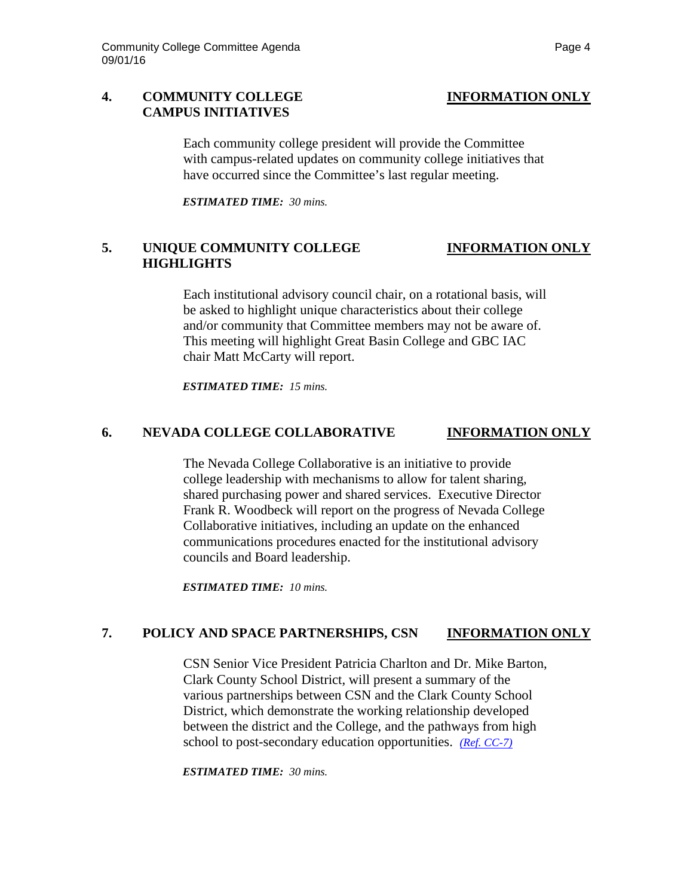**4. COMMUNITY COLLEGE CAMPUS INITIATIVES** **INFORMATION ONLY**

Each community college president will provide the Committee with campus-related updates on community college initiatives that have occurred since the Committee's last regular meeting.

***ESTIMATED TIME:*** *30 mins.*

**5. UNIQUE COMMUNITY COLLEGE HIGHLIGHTS** **INFORMATION ONLY**

Each institutional advisory council chair, on a rotational basis, will be asked to highlight unique characteristics about their college and/or community that Committee members may not be aware of. This meeting will highlight Great Basin College and GBC IAC chair Matt McCarty will report.

***ESTIMATED TIME:*** *15 mins.*

**6. NEVADA COLLEGE COLLABORATIVE** **INFORMATION ONLY**

The Nevada College Collaborative is an initiative to provide college leadership with mechanisms to allow for talent sharing, shared purchasing power and shared services. Executive Director Frank R. Woodbeck will report on the progress of Nevada College Collaborative initiatives, including an update on the enhanced communications procedures enacted for the institutional advisory councils and Board leadership.

***ESTIMATED TIME:*** *10 mins.*

**7. POLICY AND SPACE PARTNERSHIPS, CSN** **INFORMATION ONLY**

CSN Senior Vice President Patricia Charlton and Dr. Mike Barton, Clark County School District, will present a summary of the various partnerships between CSN and the Clark County School District, which demonstrate the working relationship developed between the district and the College, and the pathways from high school to post-secondary education opportunities. *(Ref. CC-7)*

***ESTIMATED TIME:*** *30 mins.*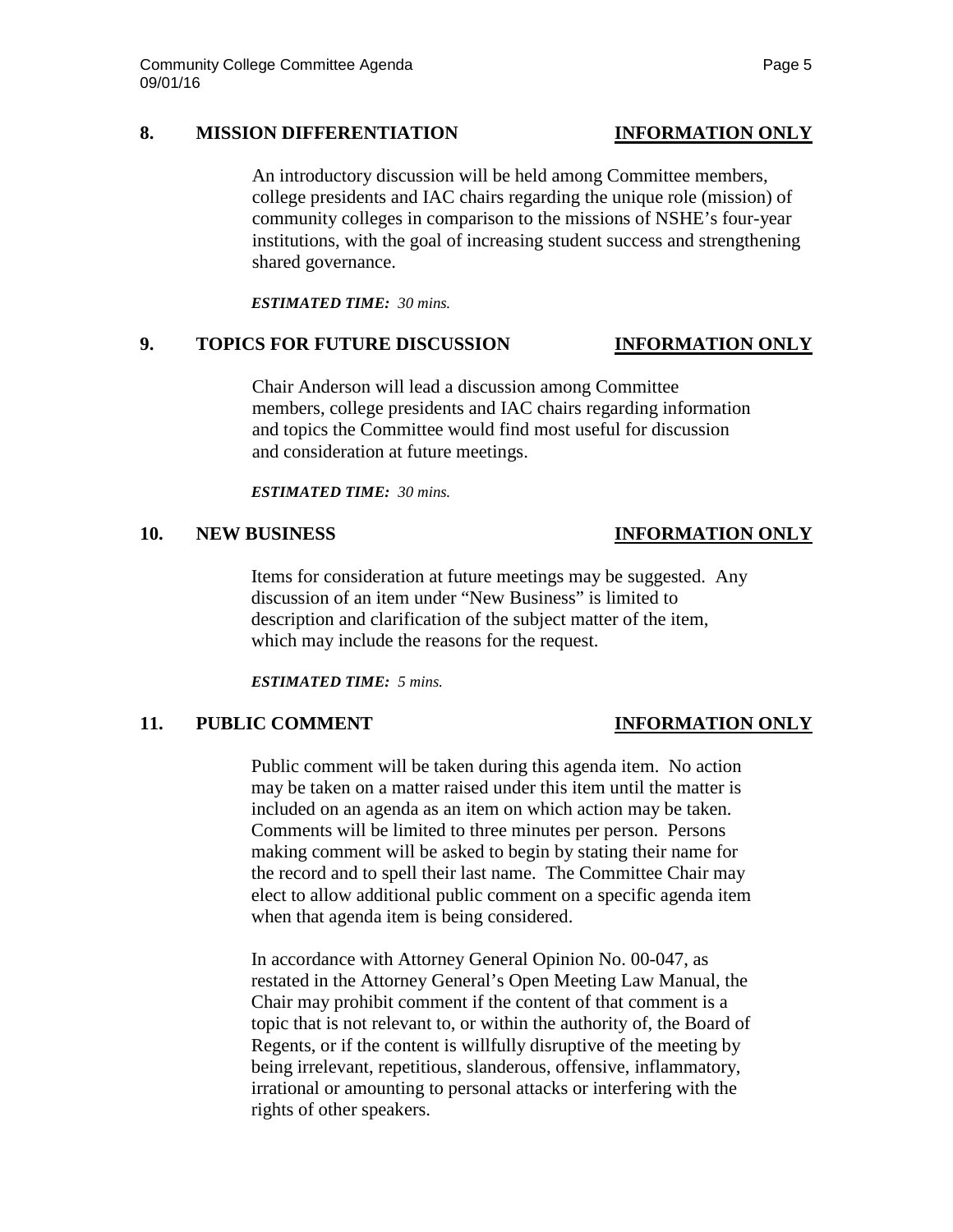## 8. MISSION DIFFERENTIATION — INFORMATION ONLY

An introductory discussion will be held among Committee members, college presidents and IAC chairs regarding the unique role (mission) of community colleges in comparison to the missions of NSHE's four-year institutions, with the goal of increasing student success and strengthening shared governance.

***ESTIMATED TIME:*** *30 mins.*

## 9. TOPICS FOR FUTURE DISCUSSION — INFORMATION ONLY

Chair Anderson will lead a discussion among Committee members, college presidents and IAC chairs regarding information and topics the Committee would find most useful for discussion and consideration at future meetings.

***ESTIMATED TIME:*** *30 mins.*

## 10. NEW BUSINESS — INFORMATION ONLY

Items for consideration at future meetings may be suggested. Any discussion of an item under "New Business" is limited to description and clarification of the subject matter of the item, which may include the reasons for the request.

***ESTIMATED TIME:*** *5 mins.*

## 11. PUBLIC COMMENT — INFORMATION ONLY

Public comment will be taken during this agenda item. No action may be taken on a matter raised under this item until the matter is included on an agenda as an item on which action may be taken. Comments will be limited to three minutes per person. Persons making comment will be asked to begin by stating their name for the record and to spell their last name. The Committee Chair may elect to allow additional public comment on a specific agenda item when that agenda item is being considered.

In accordance with Attorney General Opinion No. 00-047, as restated in the Attorney General's Open Meeting Law Manual, the Chair may prohibit comment if the content of that comment is a topic that is not relevant to, or within the authority of, the Board of Regents, or if the content is willfully disruptive of the meeting by being irrelevant, repetitious, slanderous, offensive, inflammatory, irrational or amounting to personal attacks or interfering with the rights of other speakers.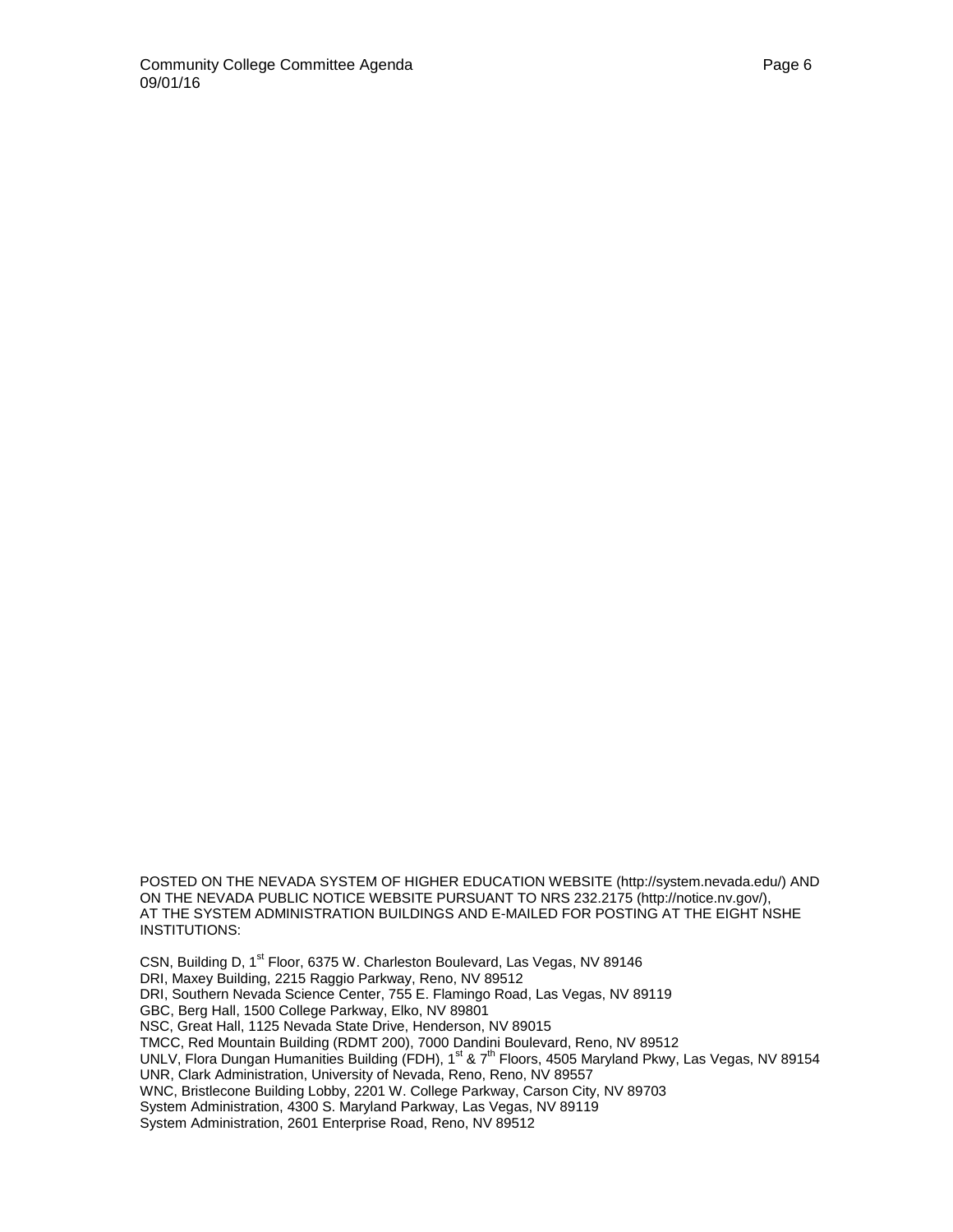POSTED ON THE NEVADA SYSTEM OF HIGHER EDUCATION WEBSITE (http://system.nevada.edu/) AND ON THE NEVADA PUBLIC NOTICE WEBSITE PURSUANT TO NRS 232.2175 (http://notice.nv.gov/), AT THE SYSTEM ADMINISTRATION BUILDINGS AND E-MAILED FOR POSTING AT THE EIGHT NSHE INSTITUTIONS:

CSN, Building D, 1st Floor, 6375 W. Charleston Boulevard, Las Vegas, NV 89146
DRI, Maxey Building, 2215 Raggio Parkway, Reno, NV 89512
DRI, Southern Nevada Science Center, 755 E. Flamingo Road, Las Vegas, NV 89119
GBC, Berg Hall, 1500 College Parkway, Elko, NV 89801
NSC, Great Hall, 1125 Nevada State Drive, Henderson, NV 89015
TMCC, Red Mountain Building (RDMT 200), 7000 Dandini Boulevard, Reno, NV 89512
UNLV, Flora Dungan Humanities Building (FDH), 1st & 7th Floors, 4505 Maryland Pkwy, Las Vegas, NV 89154
UNR, Clark Administration, University of Nevada, Reno, Reno, NV 89557
WNC, Bristlecone Building Lobby, 2201 W. College Parkway, Carson City, NV 89703
System Administration, 4300 S. Maryland Parkway, Las Vegas, NV 89119
System Administration, 2601 Enterprise Road, Reno, NV 89512